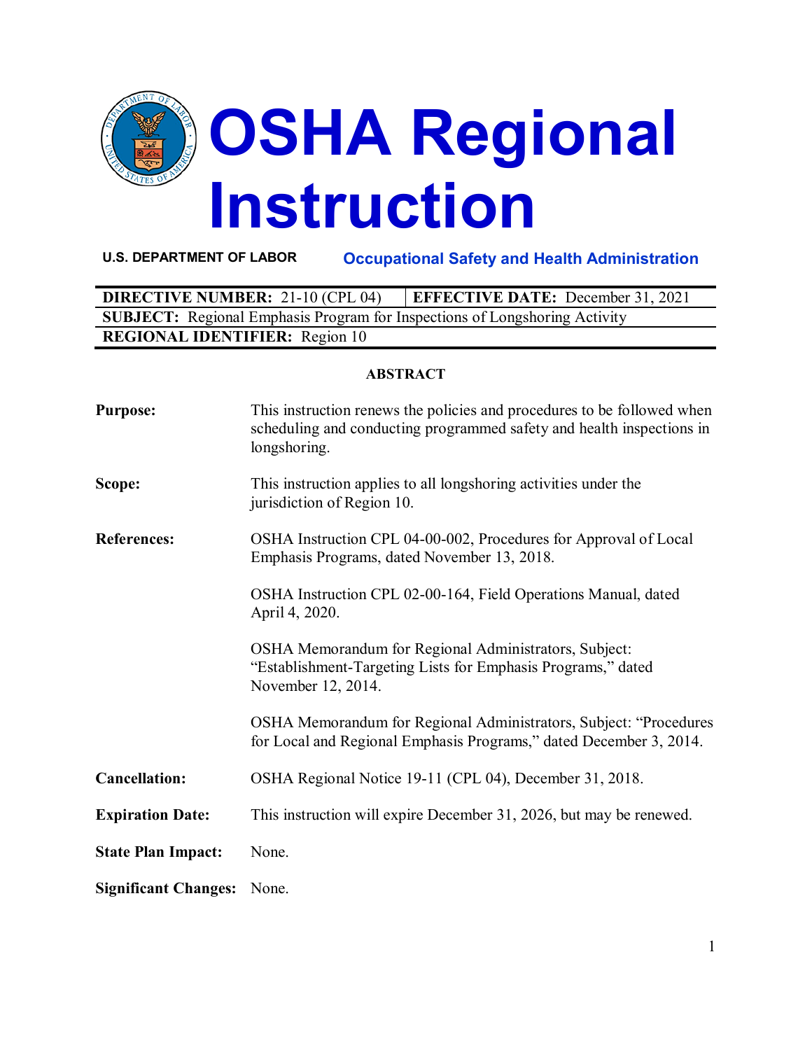# OSHA Regional Instruction

**U.S. DEPARTMENT OF LABOR** **Occupational Safety and Health Administration**

| **DIRECTIVE NUMBER:** 21-10 (CPL 04) | **EFFECTIVE DATE:** December 31, 2021 |
|---|---|
| **SUBJECT:** Regional Emphasis Program for Inspections of Longshoring Activity | |
| **REGIONAL IDENTIFIER:** Region 10 | |

## ABSTRACT

**Purpose:** This instruction renews the policies and procedures to be followed when scheduling and conducting programmed safety and health inspections in longshoring.

**Scope:** This instruction applies to all longshoring activities under the jurisdiction of Region 10.

**References:** OSHA Instruction CPL 04-00-002, Procedures for Approval of Local Emphasis Programs, dated November 13, 2018.

OSHA Instruction CPL 02-00-164, Field Operations Manual, dated April 4, 2020.

OSHA Memorandum for Regional Administrators, Subject: "Establishment-Targeting Lists for Emphasis Programs," dated November 12, 2014.

OSHA Memorandum for Regional Administrators, Subject: "Procedures for Local and Regional Emphasis Programs," dated December 3, 2014.

**Cancellation:** OSHA Regional Notice 19-11 (CPL 04), December 31, 2018.

**Expiration Date:** This instruction will expire December 31, 2026, but may be renewed.

**State Plan Impact:** None.

**Significant Changes:** None.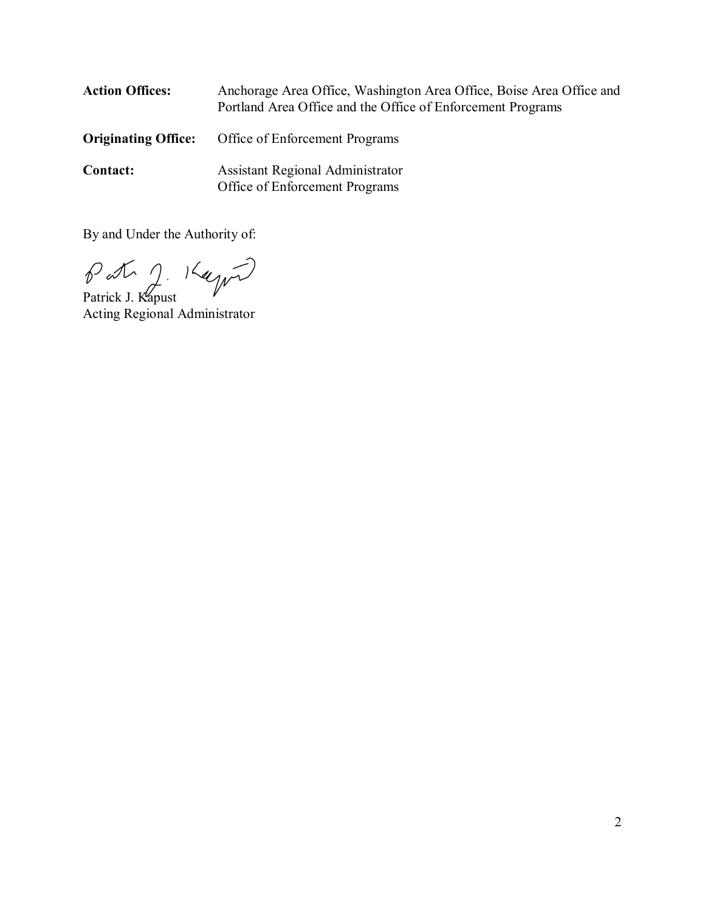**Action Offices:** Anchorage Area Office, Washington Area Office, Boise Area Office and Portland Area Office and the Office of Enforcement Programs

**Originating Office:** Office of Enforcement Programs

**Contact:** Assistant Regional Administrator
Office of Enforcement Programs

By and Under the Authority of:

Patrick J. Kapust
Acting Regional Administrator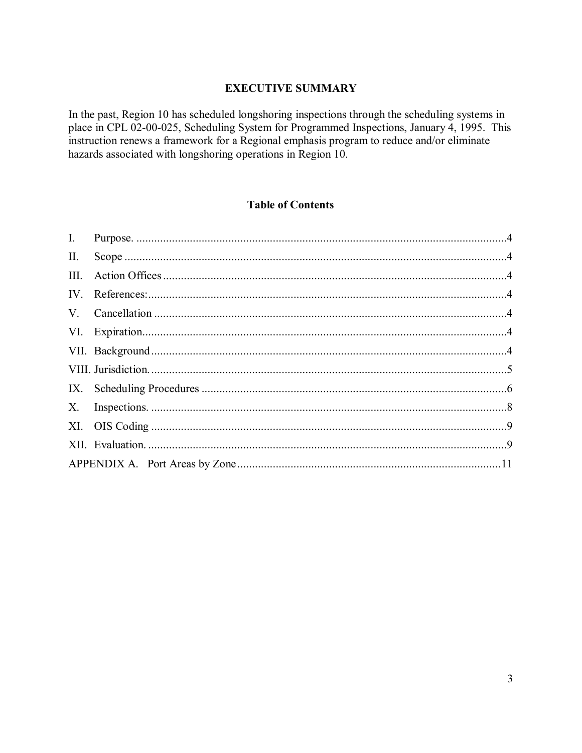## EXECUTIVE SUMMARY

In the past, Region 10 has scheduled longshoring inspections through the scheduling systems in place in CPL 02-00-025, Scheduling System for Programmed Inspections, January 4, 1995. This instruction renews a framework for a Regional emphasis program to reduce and/or eliminate hazards associated with longshoring operations in Region 10.

## Table of Contents

| | | |
|---|---|---|
| I. | Purpose. | 4 |
| II. | Scope | 4 |
| III. | Action Offices | 4 |
| IV. | References: | 4 |
| V. | Cancellation | 4 |
| VI. | Expiration. | 4 |
| VII. | Background | 4 |
| VIII. | Jurisdiction. | 5 |
| IX. | Scheduling Procedures | 6 |
| X. | Inspections. | 8 |
| XI. | OIS Coding | 9 |
| XII. | Evaluation. | 9 |
| APPENDIX A. | Port Areas by Zone | 11 |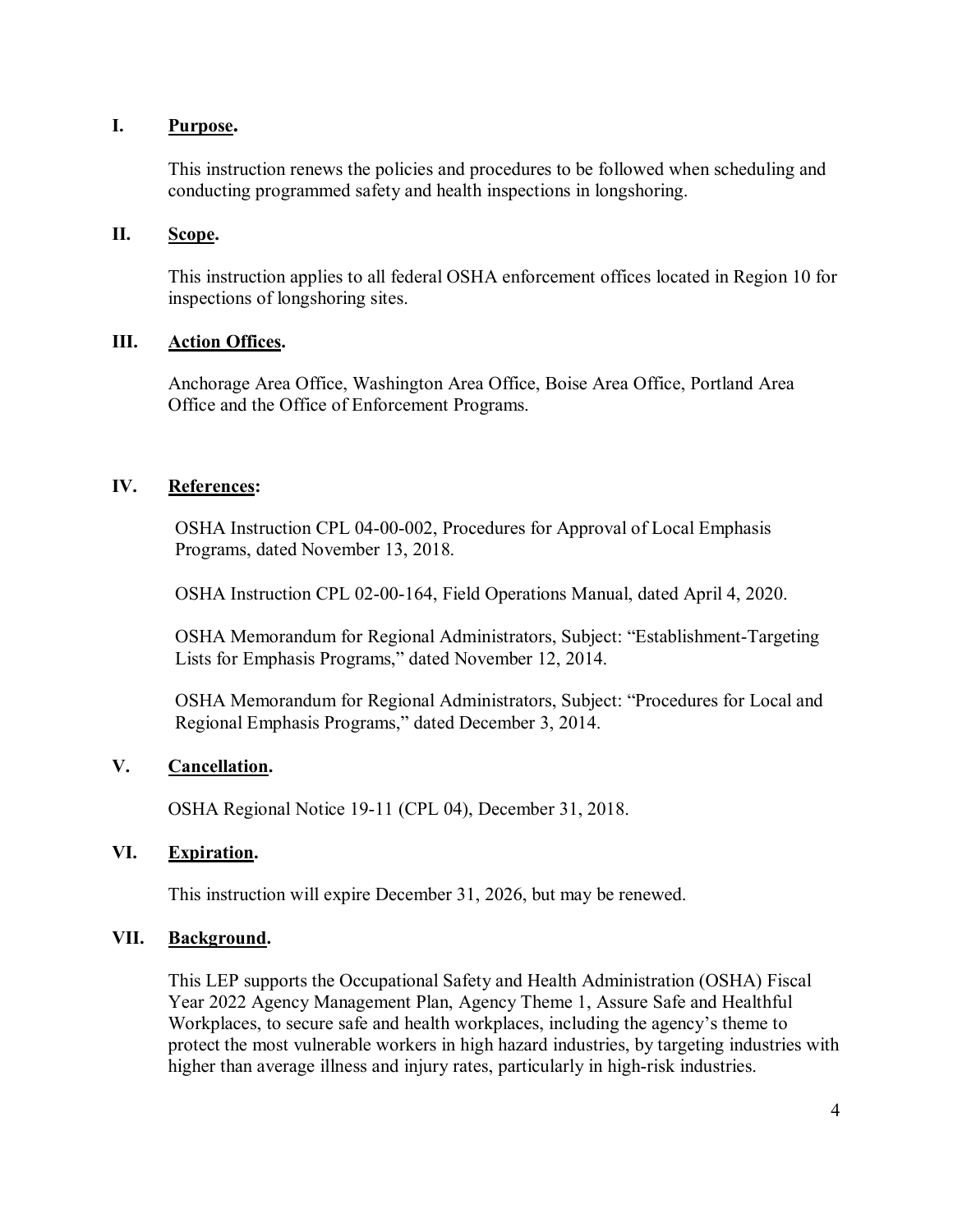## I. Purpose.

This instruction renews the policies and procedures to be followed when scheduling and conducting programmed safety and health inspections in longshoring.

## II. Scope.

This instruction applies to all federal OSHA enforcement offices located in Region 10 for inspections of longshoring sites.

## III. Action Offices.

Anchorage Area Office, Washington Area Office, Boise Area Office, Portland Area Office and the Office of Enforcement Programs.

## IV. References:

OSHA Instruction CPL 04-00-002, Procedures for Approval of Local Emphasis Programs, dated November 13, 2018.

OSHA Instruction CPL 02-00-164, Field Operations Manual, dated April 4, 2020.

OSHA Memorandum for Regional Administrators, Subject: "Establishment-Targeting Lists for Emphasis Programs," dated November 12, 2014.

OSHA Memorandum for Regional Administrators, Subject: "Procedures for Local and Regional Emphasis Programs," dated December 3, 2014.

## V. Cancellation.

OSHA Regional Notice 19-11 (CPL 04), December 31, 2018.

## VI. Expiration.

This instruction will expire December 31, 2026, but may be renewed.

## VII. Background.

This LEP supports the Occupational Safety and Health Administration (OSHA) Fiscal Year 2022 Agency Management Plan, Agency Theme 1, Assure Safe and Healthful Workplaces, to secure safe and health workplaces, including the agency's theme to protect the most vulnerable workers in high hazard industries, by targeting industries with higher than average illness and injury rates, particularly in high-risk industries.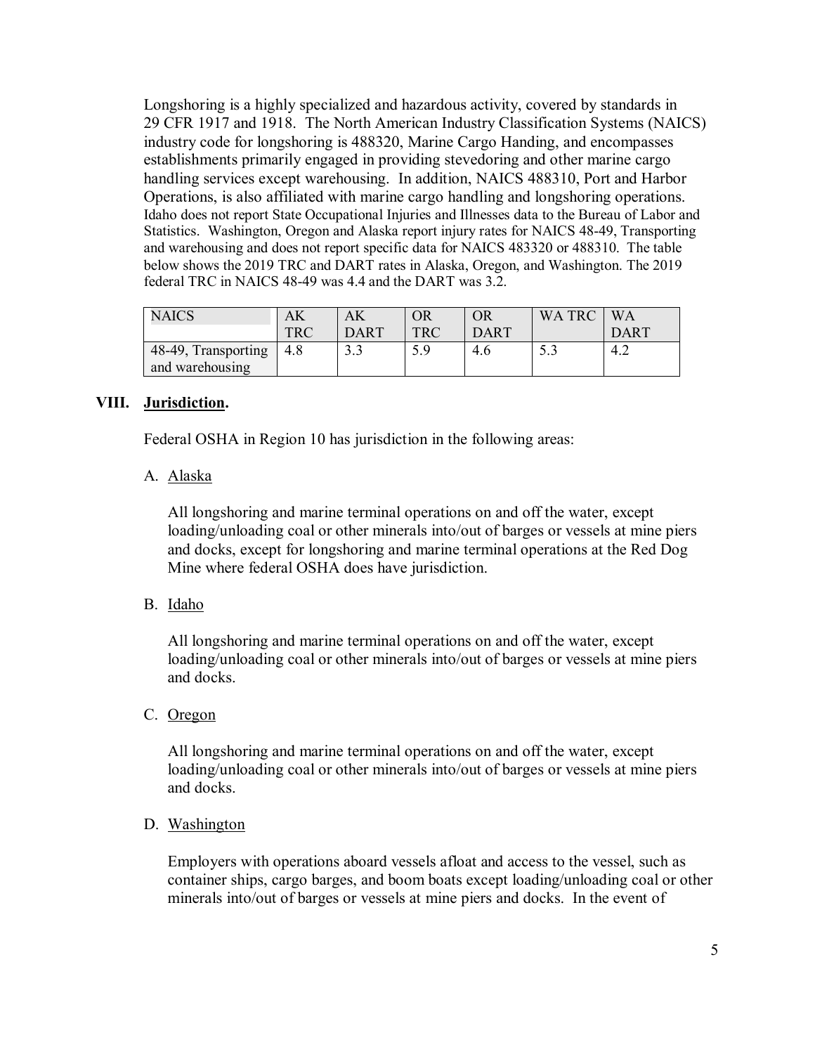Longshoring is a highly specialized and hazardous activity, covered by standards in 29 CFR 1917 and 1918. The North American Industry Classification Systems (NAICS) industry code for longshoring is 488320, Marine Cargo Handing, and encompasses establishments primarily engaged in providing stevedoring and other marine cargo handling services except warehousing. In addition, NAICS 488310, Port and Harbor Operations, is also affiliated with marine cargo handling and longshoring operations. Idaho does not report State Occupational Injuries and Illnesses data to the Bureau of Labor and Statistics. Washington, Oregon and Alaska report injury rates for NAICS 48-49, Transporting and warehousing and does not report specific data for NAICS 483320 or 488310. The table below shows the 2019 TRC and DART rates in Alaska, Oregon, and Washington. The 2019 federal TRC in NAICS 48-49 was 4.4 and the DART was 3.2.

| NAICS | AK TRC | AK DART | OR TRC | OR DART | WA TRC | WA DART |
|---|---|---|---|---|---|---|
| 48-49, Transporting and warehousing | 4.8 | 3.3 | 5.9 | 4.6 | 5.3 | 4.2 |

## VIII. Jurisdiction.

Federal OSHA in Region 10 has jurisdiction in the following areas:

A. Alaska

All longshoring and marine terminal operations on and off the water, except loading/unloading coal or other minerals into/out of barges or vessels at mine piers and docks, except for longshoring and marine terminal operations at the Red Dog Mine where federal OSHA does have jurisdiction.

B. Idaho

All longshoring and marine terminal operations on and off the water, except loading/unloading coal or other minerals into/out of barges or vessels at mine piers and docks.

C. Oregon

All longshoring and marine terminal operations on and off the water, except loading/unloading coal or other minerals into/out of barges or vessels at mine piers and docks.

D. Washington

Employers with operations aboard vessels afloat and access to the vessel, such as container ships, cargo barges, and boom boats except loading/unloading coal or other minerals into/out of barges or vessels at mine piers and docks. In the event of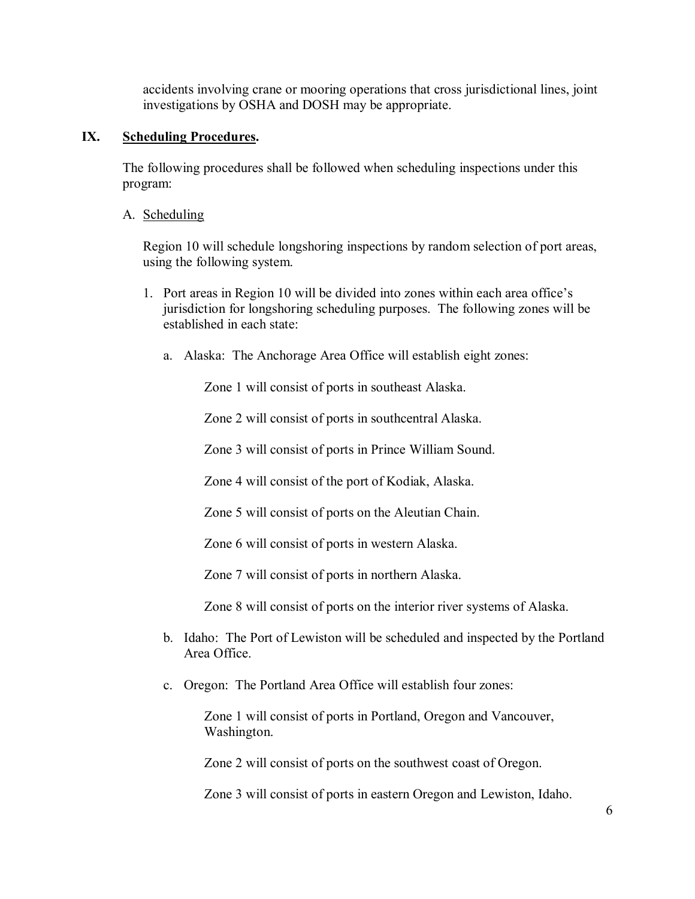accidents involving crane or mooring operations that cross jurisdictional lines, joint investigations by OSHA and DOSH may be appropriate.

## IX. Scheduling Procedures.

The following procedures shall be followed when scheduling inspections under this program:

A. Scheduling

Region 10 will schedule longshoring inspections by random selection of port areas, using the following system.

1. Port areas in Region 10 will be divided into zones within each area office's jurisdiction for longshoring scheduling purposes. The following zones will be established in each state:

   a. Alaska: The Anchorage Area Office will establish eight zones:

      Zone 1 will consist of ports in southeast Alaska.

      Zone 2 will consist of ports in southcentral Alaska.

      Zone 3 will consist of ports in Prince William Sound.

      Zone 4 will consist of the port of Kodiak, Alaska.

      Zone 5 will consist of ports on the Aleutian Chain.

      Zone 6 will consist of ports in western Alaska.

      Zone 7 will consist of ports in northern Alaska.

      Zone 8 will consist of ports on the interior river systems of Alaska.

   b. Idaho: The Port of Lewiston will be scheduled and inspected by the Portland Area Office.

   c. Oregon: The Portland Area Office will establish four zones:

      Zone 1 will consist of ports in Portland, Oregon and Vancouver, Washington.

      Zone 2 will consist of ports on the southwest coast of Oregon.

      Zone 3 will consist of ports in eastern Oregon and Lewiston, Idaho.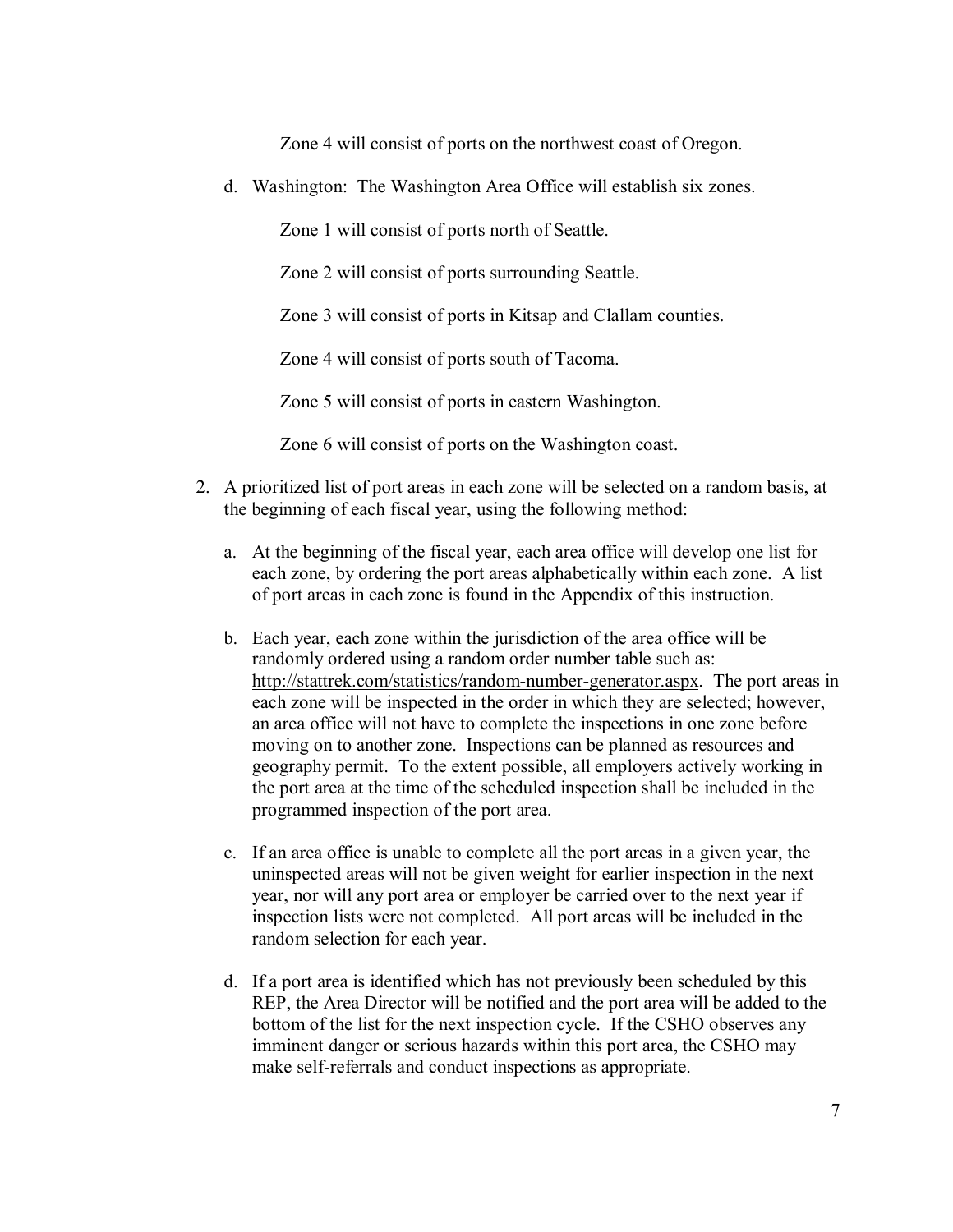Zone 4 will consist of ports on the northwest coast of Oregon.

d. Washington: The Washington Area Office will establish six zones.

   Zone 1 will consist of ports north of Seattle.

   Zone 2 will consist of ports surrounding Seattle.

   Zone 3 will consist of ports in Kitsap and Clallam counties.

   Zone 4 will consist of ports south of Tacoma.

   Zone 5 will consist of ports in eastern Washington.

   Zone 6 will consist of ports on the Washington coast.

2. A prioritized list of port areas in each zone will be selected on a random basis, at the beginning of each fiscal year, using the following method:

   a. At the beginning of the fiscal year, each area office will develop one list for each zone, by ordering the port areas alphabetically within each zone. A list of port areas in each zone is found in the Appendix of this instruction.

   b. Each year, each zone within the jurisdiction of the area office will be randomly ordered using a random order number table such as: http://stattrek.com/statistics/random-number-generator.aspx. The port areas in each zone will be inspected in the order in which they are selected; however, an area office will not have to complete the inspections in one zone before moving on to another zone. Inspections can be planned as resources and geography permit. To the extent possible, all employers actively working in the port area at the time of the scheduled inspection shall be included in the programmed inspection of the port area.

   c. If an area office is unable to complete all the port areas in a given year, the uninspected areas will not be given weight for earlier inspection in the next year, nor will any port area or employer be carried over to the next year if inspection lists were not completed. All port areas will be included in the random selection for each year.

   d. If a port area is identified which has not previously been scheduled by this REP, the Area Director will be notified and the port area will be added to the bottom of the list for the next inspection cycle. If the CSHO observes any imminent danger or serious hazards within this port area, the CSHO may make self-referrals and conduct inspections as appropriate.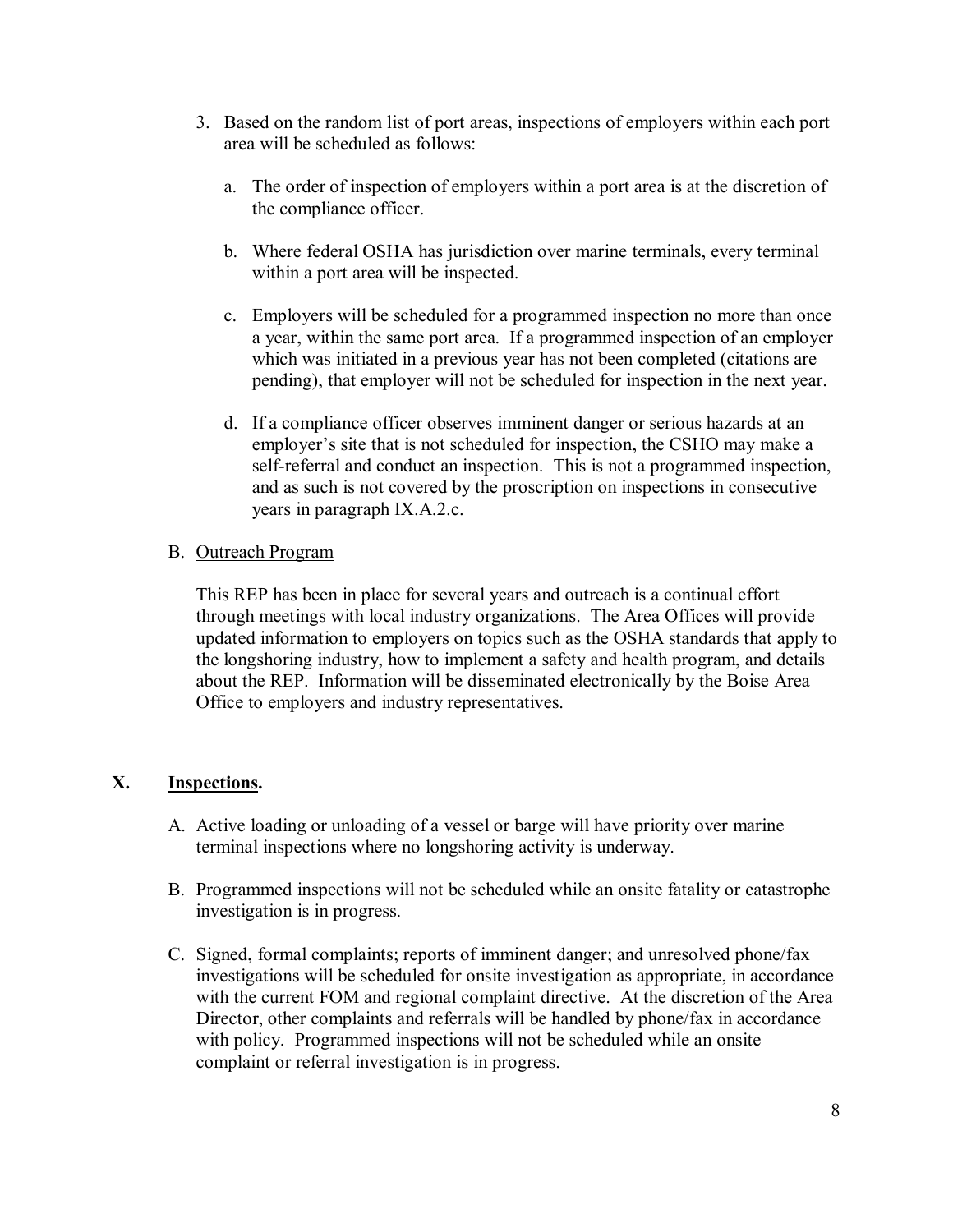3. Based on the random list of port areas, inspections of employers within each port area will be scheduled as follows:

   a. The order of inspection of employers within a port area is at the discretion of the compliance officer.

   b. Where federal OSHA has jurisdiction over marine terminals, every terminal within a port area will be inspected.

   c. Employers will be scheduled for a programmed inspection no more than once a year, within the same port area. If a programmed inspection of an employer which was initiated in a previous year has not been completed (citations are pending), that employer will not be scheduled for inspection in the next year.

   d. If a compliance officer observes imminent danger or serious hazards at an employer's site that is not scheduled for inspection, the CSHO may make a self-referral and conduct an inspection. This is not a programmed inspection, and as such is not covered by the proscription on inspections in consecutive years in paragraph IX.A.2.c.

B. <u>Outreach Program</u>

This REP has been in place for several years and outreach is a continual effort through meetings with local industry organizations. The Area Offices will provide updated information to employers on topics such as the OSHA standards that apply to the longshoring industry, how to implement a safety and health program, and details about the REP. Information will be disseminated electronically by the Boise Area Office to employers and industry representatives.

## X. <u>Inspections</u>.

A. Active loading or unloading of a vessel or barge will have priority over marine terminal inspections where no longshoring activity is underway.

B. Programmed inspections will not be scheduled while an onsite fatality or catastrophe investigation is in progress.

C. Signed, formal complaints; reports of imminent danger; and unresolved phone/fax investigations will be scheduled for onsite investigation as appropriate, in accordance with the current FOM and regional complaint directive. At the discretion of the Area Director, other complaints and referrals will be handled by phone/fax in accordance with policy. Programmed inspections will not be scheduled while an onsite complaint or referral investigation is in progress.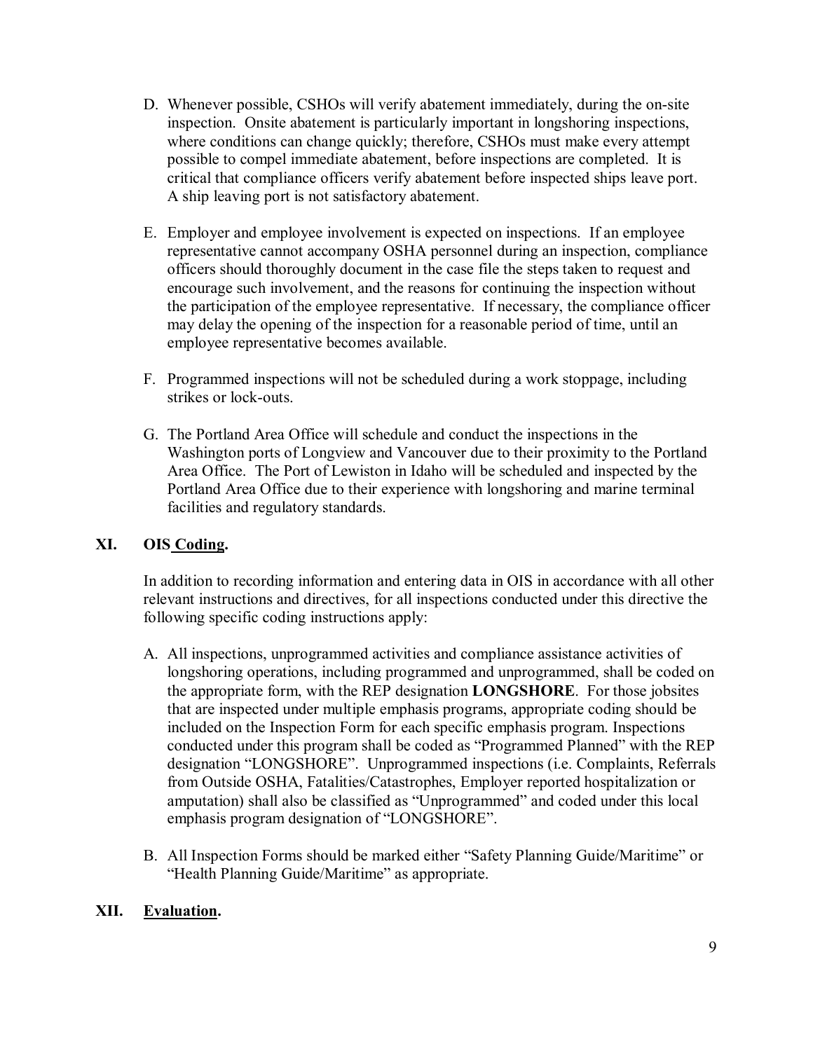D. Whenever possible, CSHOs will verify abatement immediately, during the on-site inspection. Onsite abatement is particularly important in longshoring inspections, where conditions can change quickly; therefore, CSHOs must make every attempt possible to compel immediate abatement, before inspections are completed. It is critical that compliance officers verify abatement before inspected ships leave port. A ship leaving port is not satisfactory abatement.

E. Employer and employee involvement is expected on inspections. If an employee representative cannot accompany OSHA personnel during an inspection, compliance officers should thoroughly document in the case file the steps taken to request and encourage such involvement, and the reasons for continuing the inspection without the participation of the employee representative. If necessary, the compliance officer may delay the opening of the inspection for a reasonable period of time, until an employee representative becomes available.

F. Programmed inspections will not be scheduled during a work stoppage, including strikes or lock-outs.

G. The Portland Area Office will schedule and conduct the inspections in the Washington ports of Longview and Vancouver due to their proximity to the Portland Area Office. The Port of Lewiston in Idaho will be scheduled and inspected by the Portland Area Office due to their experience with longshoring and marine terminal facilities and regulatory standards.

## XI. OIS Coding.

In addition to recording information and entering data in OIS in accordance with all other relevant instructions and directives, for all inspections conducted under this directive the following specific coding instructions apply:

A. All inspections, unprogrammed activities and compliance assistance activities of longshoring operations, including programmed and unprogrammed, shall be coded on the appropriate form, with the REP designation **LONGSHORE**. For those jobsites that are inspected under multiple emphasis programs, appropriate coding should be included on the Inspection Form for each specific emphasis program. Inspections conducted under this program shall be coded as "Programmed Planned" with the REP designation "LONGSHORE". Unprogrammed inspections (i.e. Complaints, Referrals from Outside OSHA, Fatalities/Catastrophes, Employer reported hospitalization or amputation) shall also be classified as "Unprogrammed" and coded under this local emphasis program designation of "LONGSHORE".

B. All Inspection Forms should be marked either "Safety Planning Guide/Maritime" or "Health Planning Guide/Maritime" as appropriate.

## XII. Evaluation.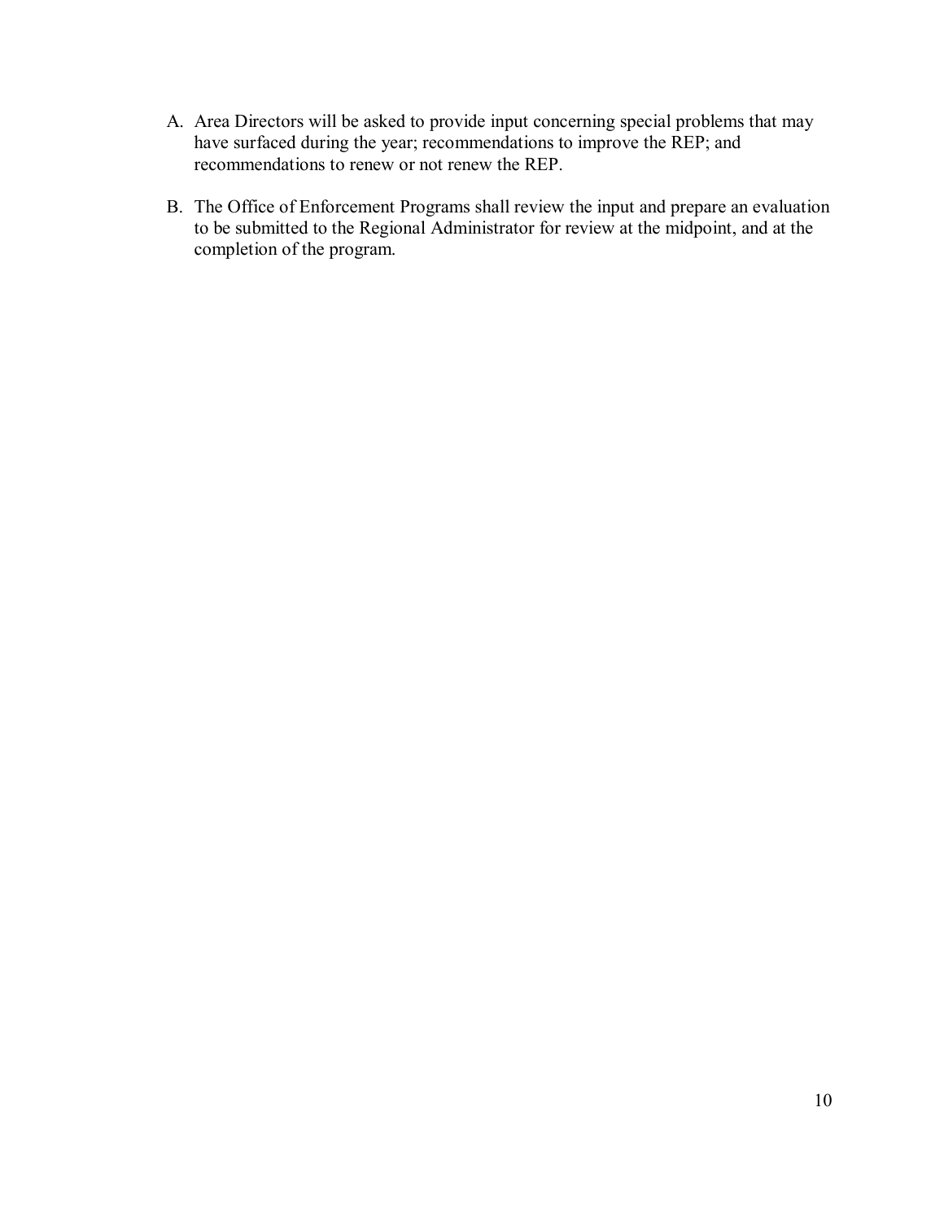A. Area Directors will be asked to provide input concerning special problems that may have surfaced during the year; recommendations to improve the REP; and recommendations to renew or not renew the REP.

B. The Office of Enforcement Programs shall review the input and prepare an evaluation to be submitted to the Regional Administrator for review at the midpoint, and at the completion of the program.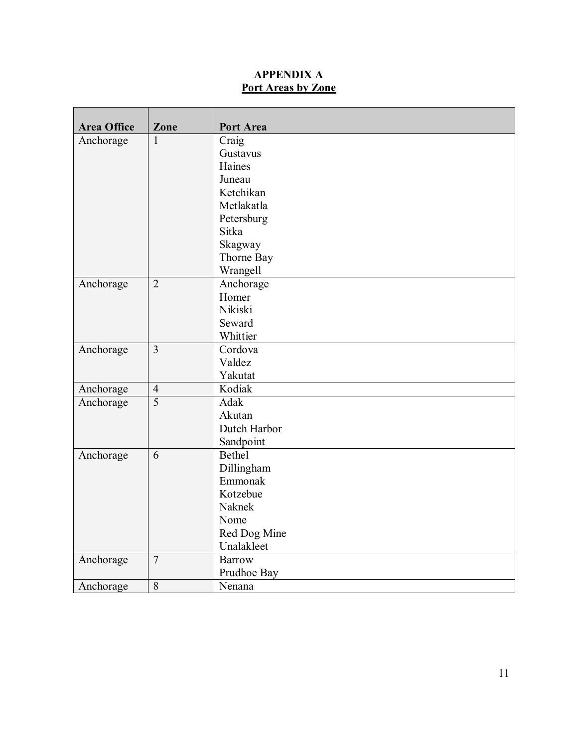# APPENDIX A

## Port Areas by Zone

| Area Office | Zone | Port Area |
|---|---|---|
| Anchorage | 1 | Craig<br>Gustavus<br>Haines<br>Juneau<br>Ketchikan<br>Metlakatla<br>Petersburg<br>Sitka<br>Skagway<br>Thorne Bay<br>Wrangell |
| Anchorage | 2 | Anchorage<br>Homer<br>Nikiski<br>Seward<br>Whittier |
| Anchorage | 3 | Cordova<br>Valdez<br>Yakutat |
| Anchorage | 4 | Kodiak |
| Anchorage | 5 | Adak<br>Akutan<br>Dutch Harbor<br>Sandpoint |
| Anchorage | 6 | Bethel<br>Dillingham<br>Emmonak<br>Kotzebue<br>Naknek<br>Nome<br>Red Dog Mine<br>Unalakleet |
| Anchorage | 7 | Barrow<br>Prudhoe Bay |
| Anchorage | 8 | Nenana |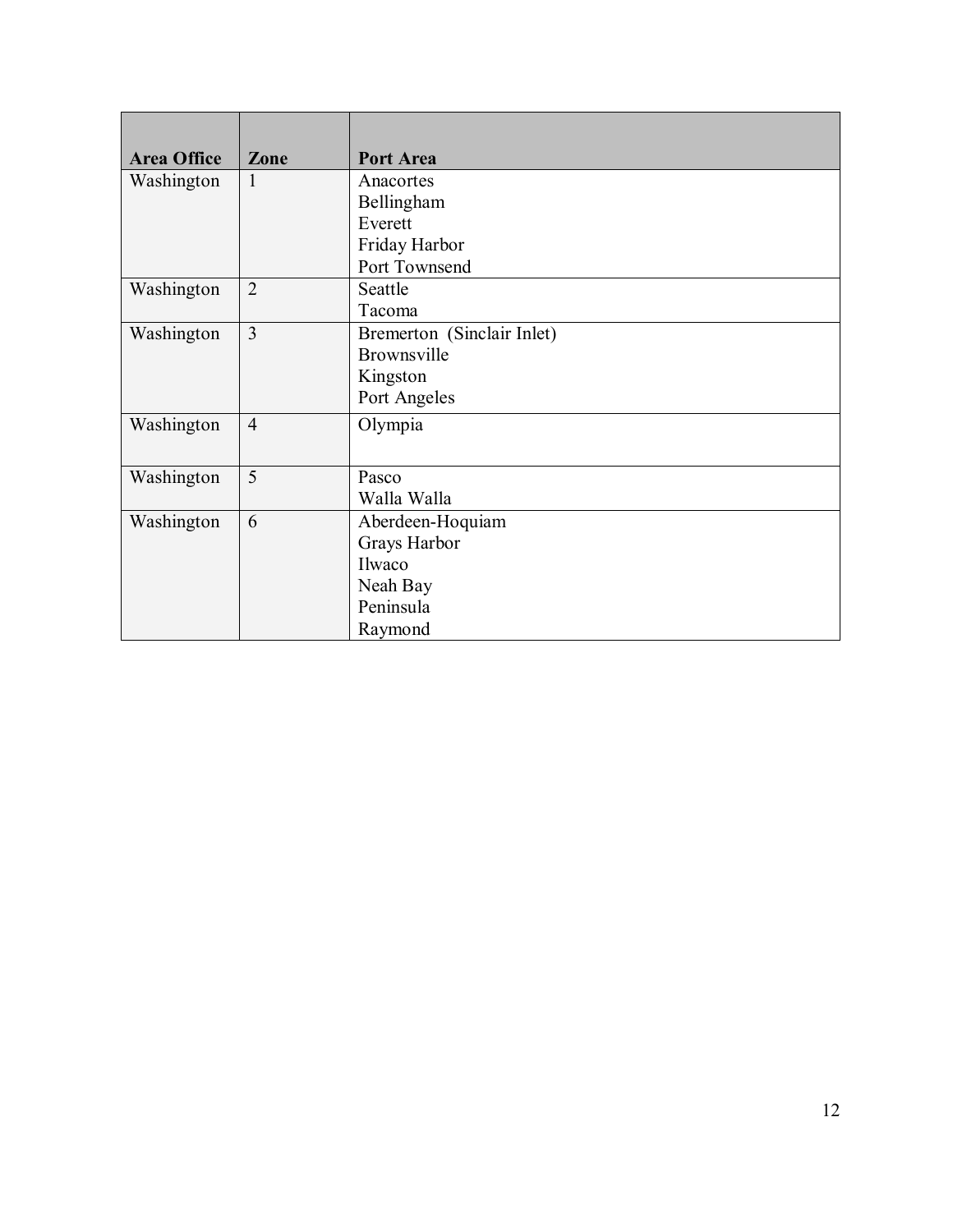| Area Office | Zone | Port Area |
|---|---|---|
| Washington | 1 | Anacortes<br>Bellingham<br>Everett<br>Friday Harbor<br>Port Townsend |
| Washington | 2 | Seattle<br>Tacoma |
| Washington | 3 | Bremerton (Sinclair Inlet)<br>Brownsville<br>Kingston<br>Port Angeles |
| Washington | 4 | Olympia |
| Washington | 5 | Pasco<br>Walla Walla |
| Washington | 6 | Aberdeen-Hoquiam<br>Grays Harbor<br>Ilwaco<br>Neah Bay<br>Peninsula<br>Raymond |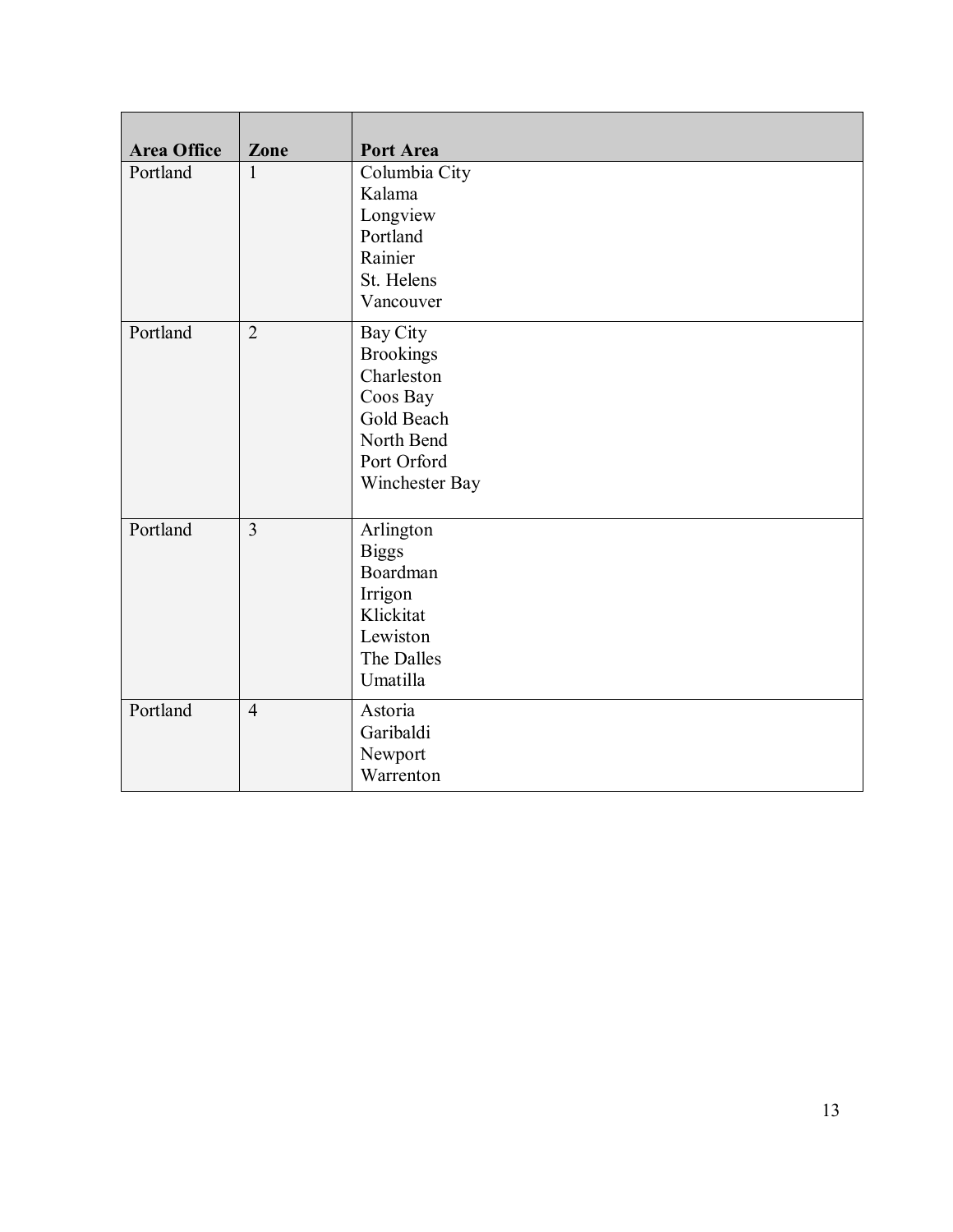| Area Office | Zone | Port Area |
|---|---|---|
| Portland | 1 | Columbia City<br>Kalama<br>Longview<br>Portland<br>Rainier<br>St. Helens<br>Vancouver |
| Portland | 2 | Bay City<br>Brookings<br>Charleston<br>Coos Bay<br>Gold Beach<br>North Bend<br>Port Orford<br>Winchester Bay |
| Portland | 3 | Arlington<br>Biggs<br>Boardman<br>Irrigon<br>Klickitat<br>Lewiston<br>The Dalles<br>Umatilla |
| Portland | 4 | Astoria<br>Garibaldi<br>Newport<br>Warrenton |